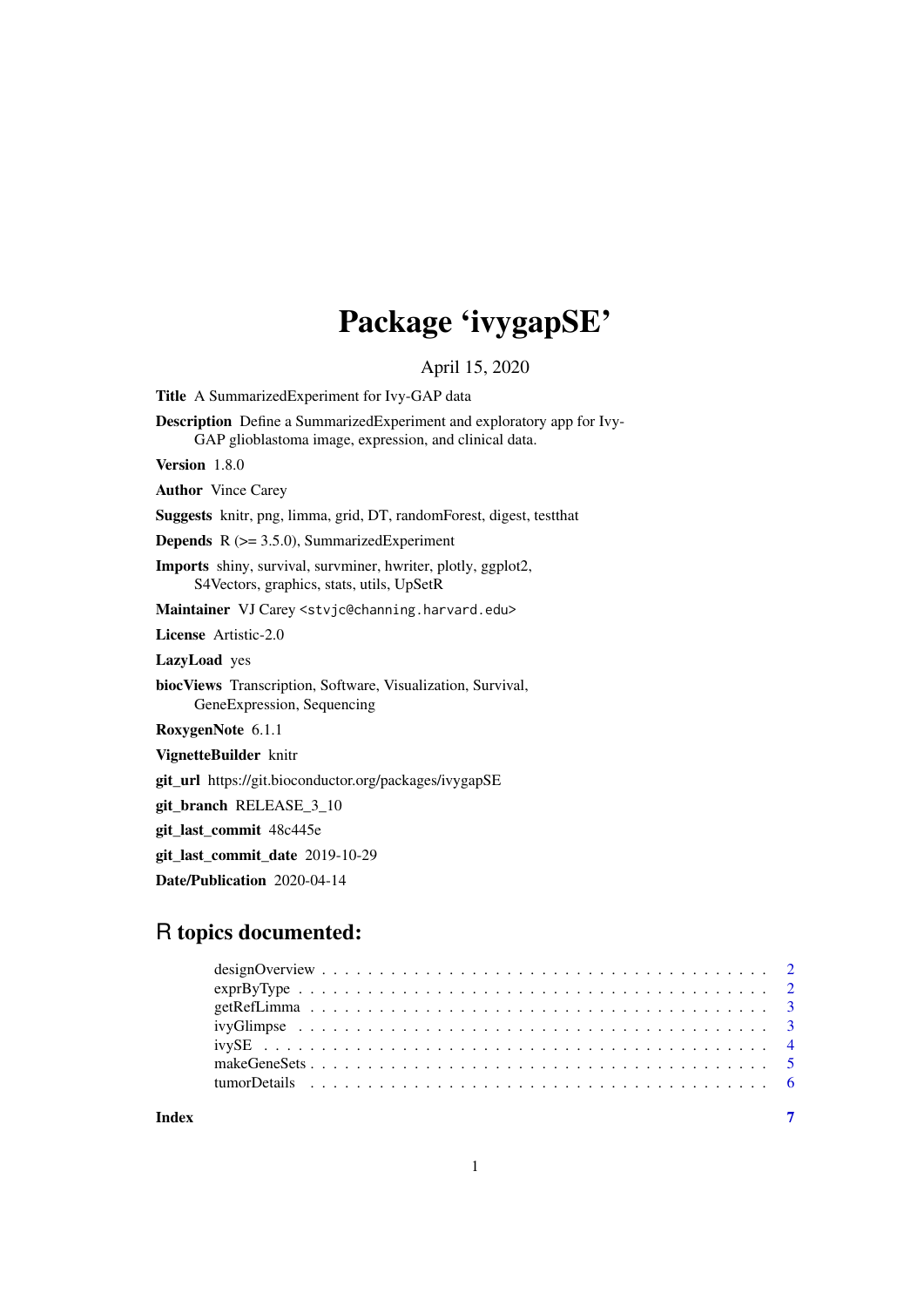# Package 'ivygapSE'

April 15, 2020

**Title** A SummarizedExperiment for Ivy-GAP data

**Description** Define a SummarizedExperiment and exploratory app for Ivy-GAP glioblastoma image, expression, and clinical data.

**Version** 1.8.0

**Author** Vince Carey

**Suggests** knitr, png, limma, grid, DT, randomForest, digest, testthat

**Depends** R (>= 3.5.0), SummarizedExperiment

**Imports** shiny, survival, survminer, hwriter, plotly, ggplot2, S4Vectors, graphics, stats, utils, UpSetR

**Maintainer** VJ Carey <stvjc@channing.harvard.edu>

**License** Artistic-2.0

**LazyLoad** yes

**biocViews** Transcription, Software, Visualization, Survival, GeneExpression, Sequencing

**RoxygenNote** 6.1.1

**VignetteBuilder** knitr

**git_url** https://git.bioconductor.org/packages/ivygapSE

**git_branch** RELEASE_3_10

**git_last_commit** 48c445e

**git_last_commit_date** 2019-10-29

**Date/Publication** 2020-04-14

## R topics documented:

- designOverview . . . . . . . . . . . . . . . . . . . . . . . . . . . . . . . . . . . . . . . . 2
- exprByType . . . . . . . . . . . . . . . . . . . . . . . . . . . . . . . . . . . . . . . . 2
- getRefLimma . . . . . . . . . . . . . . . . . . . . . . . . . . . . . . . . . . . . . . . . 3
- ivyGlimpse . . . . . . . . . . . . . . . . . . . . . . . . . . . . . . . . . . . . . . . . 3
- ivySE . . . . . . . . . . . . . . . . . . . . . . . . . . . . . . . . . . . . . . . . 4
- makeGeneSets . . . . . . . . . . . . . . . . . . . . . . . . . . . . . . . . . . . . . . . . 5
- tumorDetails . . . . . . . . . . . . . . . . . . . . . . . . . . . . . . . . . . . . . . . . 6

**Index** 7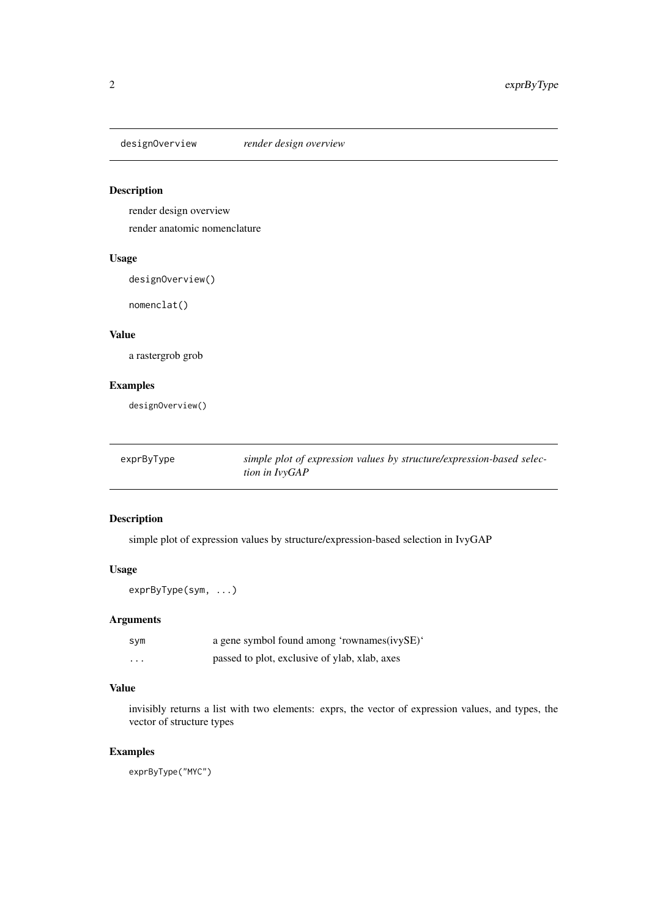## designOverview — *render design overview*

### Description

render design overview

render anatomic nomenclature

### Usage

```
designOverview()

nomenclat()
```

### Value

a rastergrob grob

### Examples

```
designOverview()
```

## exprByType — *simple plot of expression values by structure/expression-based selection in IvyGAP*

### Description

simple plot of expression values by structure/expression-based selection in IvyGAP

### Usage

```
exprByType(sym, ...)
```

### Arguments

| | |
|---|---|
| sym | a gene symbol found among 'rownames(ivySE)' |
| ... | passed to plot, exclusive of ylab, xlab, axes |

### Value

invisibly returns a list with two elements: exprs, the vector of expression values, and types, the vector of structure types

### Examples

```
exprByType("MYC")
```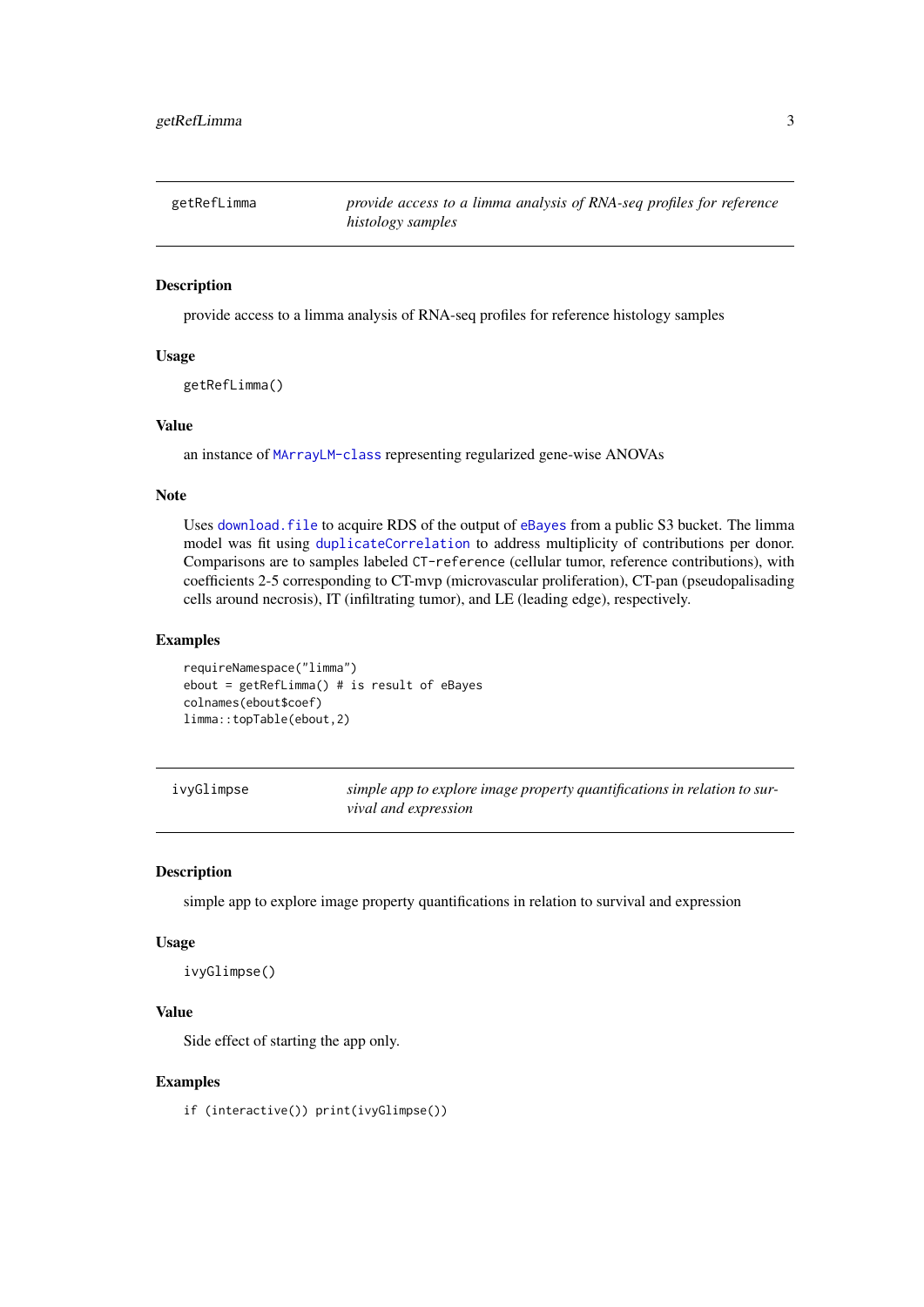## getRefLimma — *provide access to a limma analysis of RNA-seq profiles for reference histology samples*

### Description

provide access to a limma analysis of RNA-seq profiles for reference histology samples

### Usage

```
getRefLimma()
```

### Value

an instance of `MArrayLM-class` representing regularized gene-wise ANOVAs

### Note

Uses `download.file` to acquire RDS of the output of `eBayes` from a public S3 bucket. The limma model was fit using `duplicateCorrelation` to address multiplicity of contributions per donor. Comparisons are to samples labeled `CT-reference` (cellular tumor, reference contributions), with coefficients 2-5 corresponding to CT-mvp (microvascular proliferation), CT-pan (pseudopalisading cells around necrosis), IT (infiltrating tumor), and LE (leading edge), respectively.

### Examples

```
requireNamespace("limma")
ebout = getRefLimma() # is result of eBayes
colnames(ebout$coef)
limma::topTable(ebout,2)
```

## ivyGlimpse — *simple app to explore image property quantifications in relation to survival and expression*

### Description

simple app to explore image property quantifications in relation to survival and expression

### Usage

```
ivyGlimpse()
```

### Value

Side effect of starting the app only.

### Examples

```
if (interactive()) print(ivyGlimpse())
```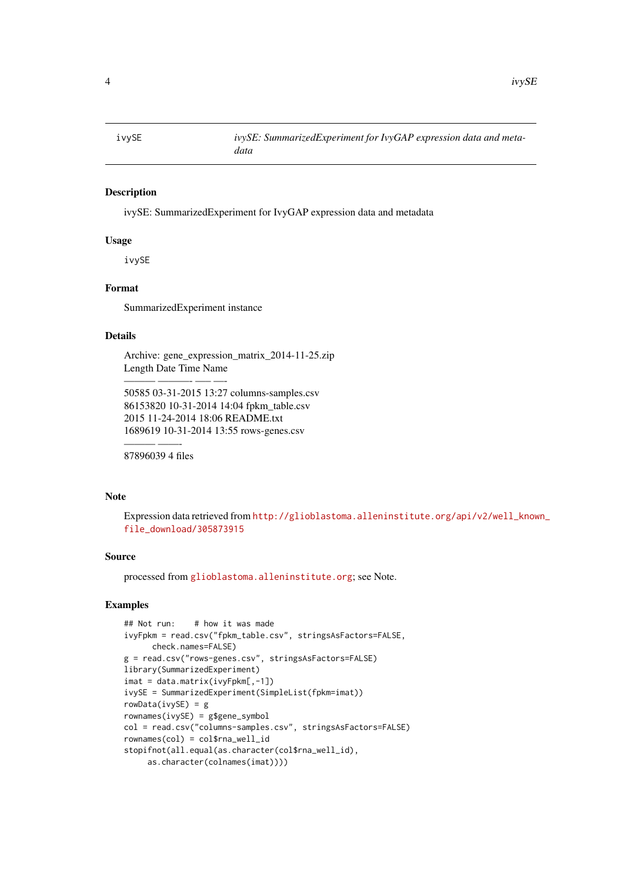| ivySE | *ivySE: SummarizedExperiment for IvyGAP expression data and metadata* |
|---|---|

### Description

ivySE: SummarizedExperiment for IvyGAP expression data and metadata

### Usage

```
ivySE
```

### Format

SummarizedExperiment instance

### Details

Archive: gene_expression_matrix_2014-11-25.zip
Length Date Time Name
——— ———- —– —-
50585 03-31-2015 13:27 columns-samples.csv
86153820 10-31-2014 14:04 fpkm_table.csv
2015 11-24-2014 18:06 README.txt
1689619 10-31-2014 13:55 rows-genes.csv
——— ——-
87896039 4 files

### Note

Expression data retrieved from http://glioblastoma.alleninstitute.org/api/v2/well_known_file_download/305873915

### Source

processed from glioblastoma.alleninstitute.org; see Note.

### Examples

```
## Not run:    # how it was made
ivyFpkm = read.csv("fpkm_table.csv", stringsAsFactors=FALSE,
      check.names=FALSE)
g = read.csv("rows-genes.csv", stringsAsFactors=FALSE)
library(SummarizedExperiment)
imat = data.matrix(ivyFpkm[,-1])
ivySE = SummarizedExperiment(SimpleList(fpkm=imat))
rowData(ivySE) = g
rownames(ivySE) = g$gene_symbol
col = read.csv("columns-samples.csv", stringsAsFactors=FALSE)
rownames(col) = col$rna_well_id
stopifnot(all.equal(as.character(col$rna_well_id),
     as.character(colnames(imat))))
```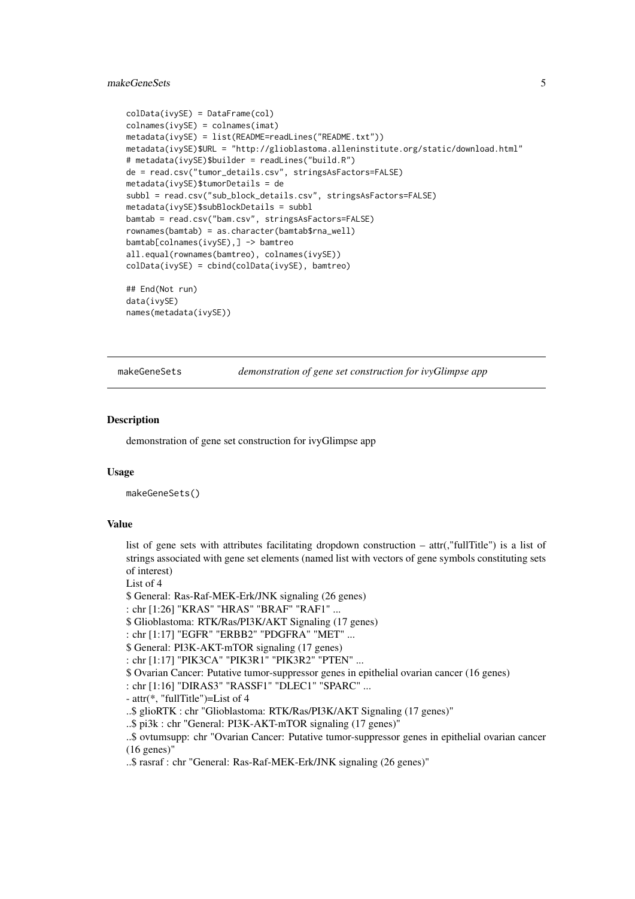```
colData(ivySE) = DataFrame(col)
colnames(ivySE) = colnames(imat)
metadata(ivySE) = list(README=readLines("README.txt"))
metadata(ivySE)$URL = "http://glioblastoma.alleninstitute.org/static/download.html"
# metadata(ivySE)$builder = readLines("build.R")
de = read.csv("tumor_details.csv", stringsAsFactors=FALSE)
metadata(ivySE)$tumorDetails = de
subbl = read.csv("sub_block_details.csv", stringsAsFactors=FALSE)
metadata(ivySE)$subBlockDetails = subbl
bamtab = read.csv("bam.csv", stringsAsFactors=FALSE)
rownames(bamtab) = as.character(bamtab$rna_well)
bamtab[colnames(ivySE),] -> bamtreo
all.equal(rownames(bamtreo), colnames(ivySE))
colData(ivySE) = cbind(colData(ivySE), bamtreo)

## End(Not run)
data(ivySE)
names(metadata(ivySE))
```

---

## makeGeneSets — *demonstration of gene set construction for ivyGlimpse app*

### Description

demonstration of gene set construction for ivyGlimpse app

### Usage

```
makeGeneSets()
```

### Value

list of gene sets with attributes facilitating dropdown construction – attr(,"fullTitle") is a list of strings associated with gene set elements (named list with vectors of gene symbols constituting sets of interest)

List of 4
$ General: Ras-Raf-MEK-Erk/JNK signaling (26 genes)
: chr [1:26] "KRAS" "HRAS" "BRAF" "RAF1" ...
$ Glioblastoma: RTK/Ras/PI3K/AKT Signaling (17 genes)
: chr [1:17] "EGFR" "ERBB2" "PDGFRA" "MET" ...
$ General: PI3K-AKT-mTOR signaling (17 genes)
: chr [1:17] "PIK3CA" "PIK3R1" "PIK3R2" "PTEN" ...
$ Ovarian Cancer: Putative tumor-suppressor genes in epithelial ovarian cancer (16 genes)
: chr [1:16] "DIRAS3" "RASSF1" "DLEC1" "SPARC" ...
- attr(*, "fullTitle")=List of 4
..$ glioRTK : chr "Glioblastoma: RTK/Ras/PI3K/AKT Signaling (17 genes)"
..$ pi3k : chr "General: PI3K-AKT-mTOR signaling (17 genes)"
..$ ovtumsupp: chr "Ovarian Cancer: Putative tumor-suppressor genes in epithelial ovarian cancer (16 genes)"
..$ rasraf : chr "General: Ras-Raf-MEK-Erk/JNK signaling (26 genes)"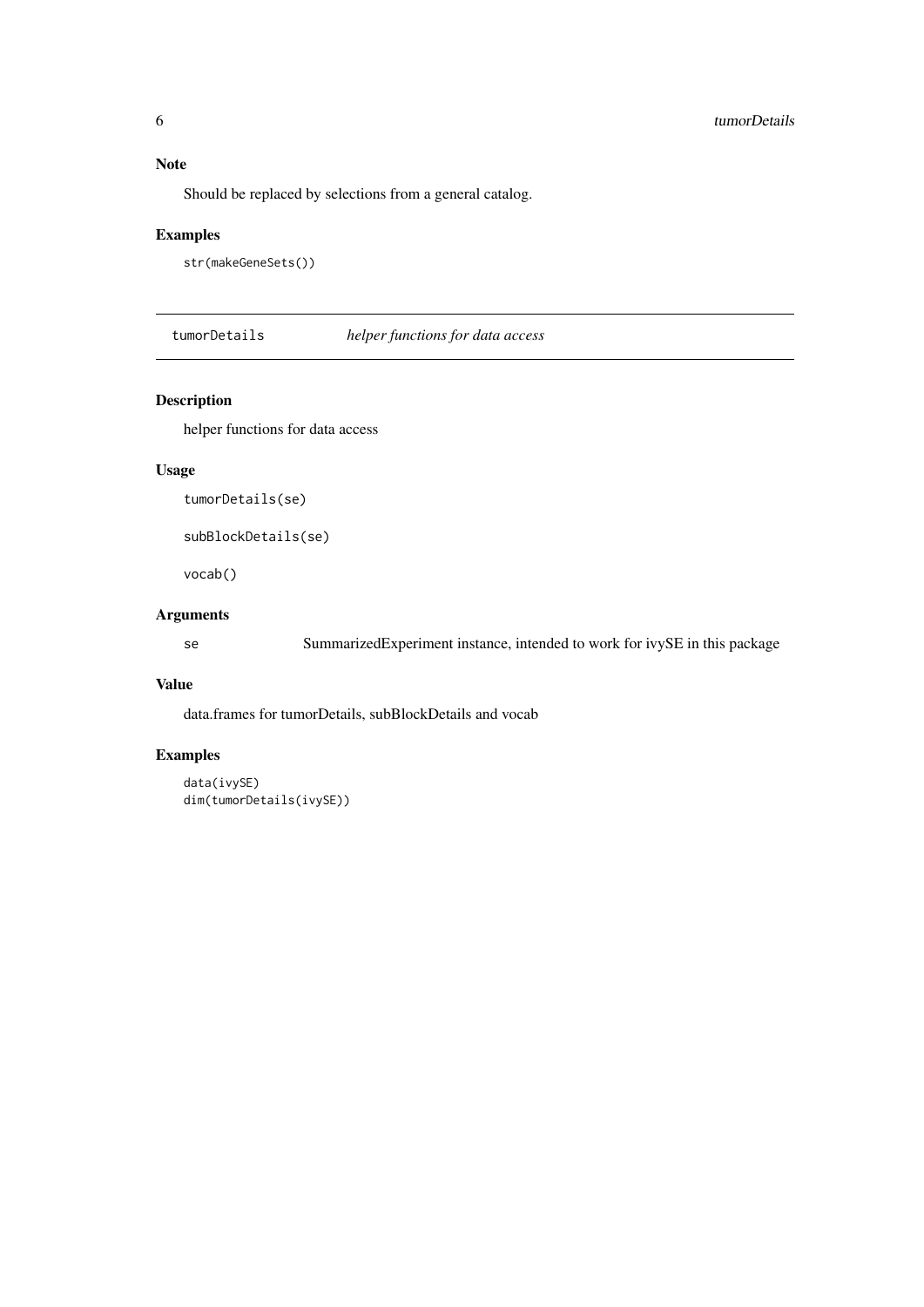### Note

Should be replaced by selections from a general catalog.

### Examples

```
str(makeGeneSets())
```

---

## tumorDetails *helper functions for data access*

---

### Description

helper functions for data access

### Usage

```
tumorDetails(se)

subBlockDetails(se)

vocab()
```

### Arguments

| | |
|---|---|
| se | SummarizedExperiment instance, intended to work for ivySE in this package |

### Value

data.frames for tumorDetails, subBlockDetails and vocab

### Examples

```
data(ivySE)
dim(tumorDetails(ivySE))
```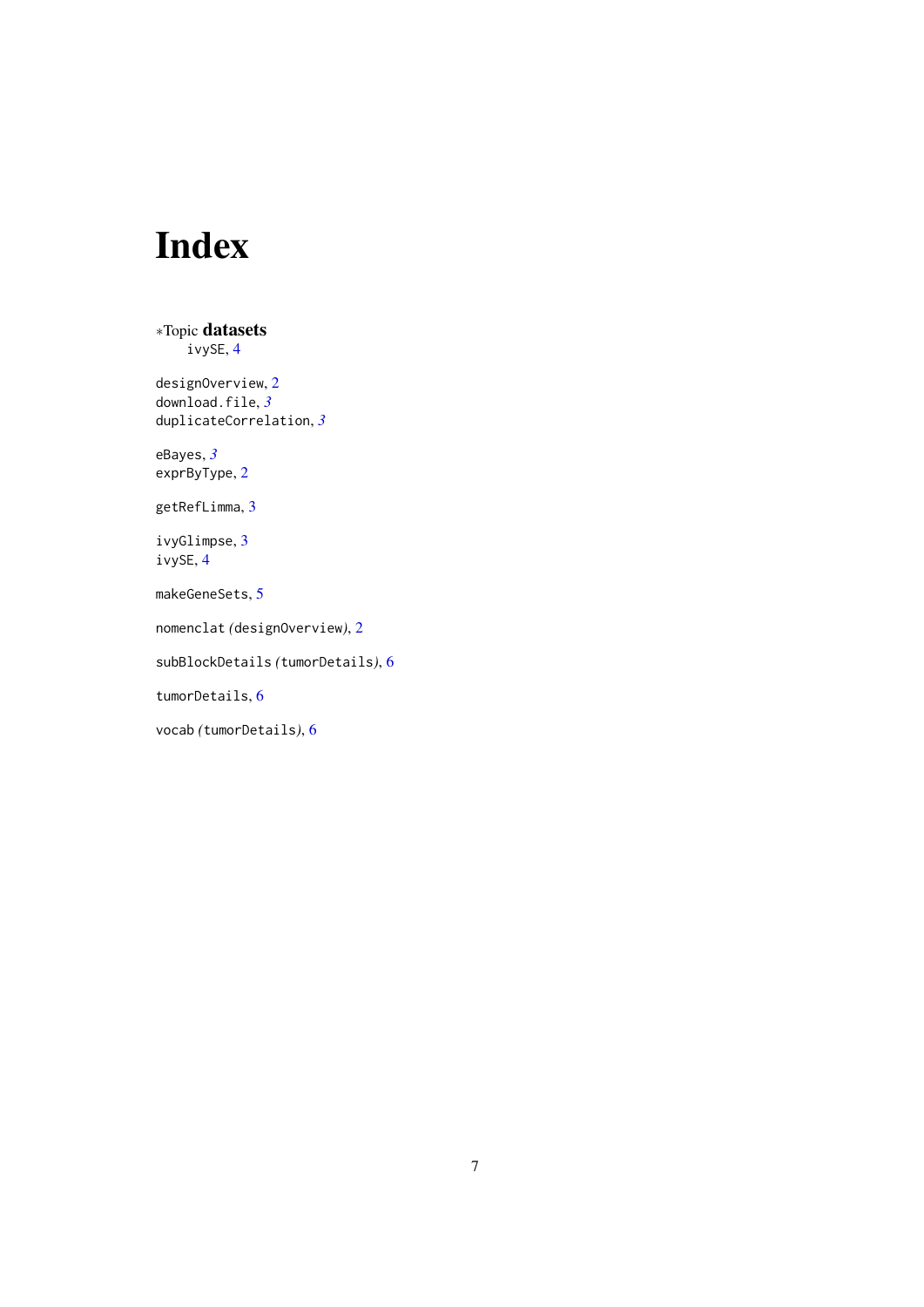# Index

∗Topic **datasets**
    ivySE, 4

designOverview, 2
download.file, *3*
duplicateCorrelation, *3*

eBayes, *3*
exprByType, 2

getRefLimma, 3

ivyGlimpse, 3
ivySE, 4

makeGeneSets, 5

nomenclat *(*designOverview*)*, 2

subBlockDetails *(*tumorDetails*)*, 6

tumorDetails, 6

vocab *(*tumorDetails*)*, 6